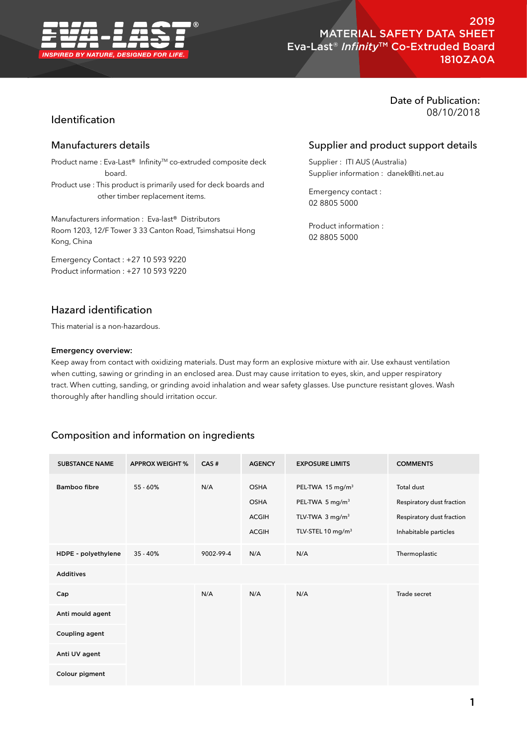**EVA-LAST®**

INSPIRED BY NATURE, DESIGNED FOR LIFE.

2019
MATERIAL SAFETY DATA SHEET
Eva-Last® *Infinity*™ Co-Extruded Board
1810ZA0A

Date of Publication:
08/10/2018

# Identification

## Manufacturers details

Product name : Eva-Last® Infinity™ co-extruded composite deck board.

Product use : This product is primarily used for deck boards and other timber replacement items.

Manufacturers information : Eva-last® Distributors
Room 1203, 12/F Tower 3 33 Canton Road, Tsimshatsui Hong Kong, China

Emergency Contact : +27 10 593 9220
Product information : +27 10 593 9220

## Supplier and product support details

Supplier : ITI AUS (Australia)
Supplier information : danek@iti.net.au

Emergency contact :
02 8805 5000

Product information :
02 8805 5000

# Hazard identification

This material is a non-hazardous.

**Emergency overview:**
Keep away from contact with oxidizing materials. Dust may form an explosive mixture with air. Use exhaust ventilation when cutting, sawing or grinding in an enclosed area. Dust may cause irritation to eyes, skin, and upper respiratory tract. When cutting, sanding, or grinding avoid inhalation and wear safety glasses. Use puncture resistant gloves. Wash thoroughly after handling should irritation occur.

# Composition and information on ingredients

| SUBSTANCE NAME | APPROX WEIGHT % | CAS # | AGENCY | EXPOSURE LIMITS | COMMENTS |
|---|---|---|---|---|---|
| **Bamboo fibre** | 55 - 60% | N/A | OSHA | PEL-TWA 15 mg/m³ | Total dust |
| | | | OSHA | PEL-TWA 5 mg/m³ | Respiratory dust fraction |
| | | | ACGIH | TLV-TWA 3 mg/m³ | Respiratory dust fraction |
| | | | ACGIH | TLV-STEL 10 mg/m³ | Inhabitable particles |
| **HDPE - polyethylene** | 35 - 40% | 9002-99-4 | N/A | N/A | Thermoplastic |
| **Additives** | | | | | |
| **Cap** | | N/A | N/A | N/A | Trade secret |
| **Anti mould agent** | | | | | |
| **Coupling agent** | | | | | |
| **Anti UV agent** | | | | | |
| **Colour pigment** | | | | | |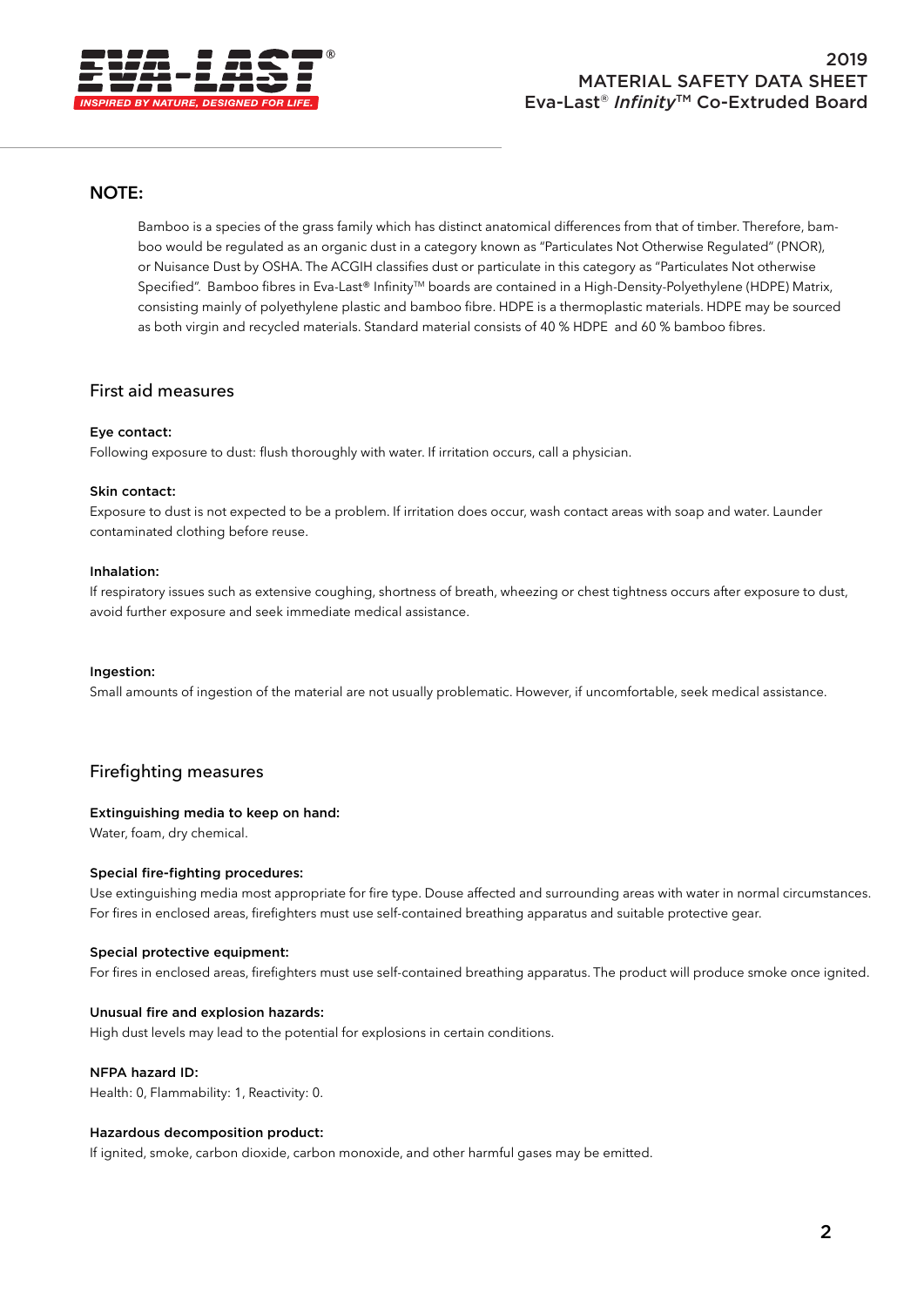## NOTE:

Bamboo is a species of the grass family which has distinct anatomical differences from that of timber. Therefore, bamboo would be regulated as an organic dust in a category known as "Particulates Not Otherwise Regulated" (PNOR), or Nuisance Dust by OSHA. The ACGIH classifies dust or particulate in this category as "Particulates Not otherwise Specified". Bamboo fibres in Eva-Last® Infinity™ boards are contained in a High-Density-Polyethylene (HDPE) Matrix, consisting mainly of polyethylene plastic and bamboo fibre. HDPE is a thermoplastic materials. HDPE may be sourced as both virgin and recycled materials. Standard material consists of 40 % HDPE and 60 % bamboo fibres.

## First aid measures

**Eye contact:**
Following exposure to dust: flush thoroughly with water. If irritation occurs, call a physician.

**Skin contact:**
Exposure to dust is not expected to be a problem. If irritation does occur, wash contact areas with soap and water. Launder contaminated clothing before reuse.

**Inhalation:**
If respiratory issues such as extensive coughing, shortness of breath, wheezing or chest tightness occurs after exposure to dust, avoid further exposure and seek immediate medical assistance.

**Ingestion:**
Small amounts of ingestion of the material are not usually problematic. However, if uncomfortable, seek medical assistance.

## Firefighting measures

**Extinguishing media to keep on hand:**
Water, foam, dry chemical.

**Special fire-fighting procedures:**
Use extinguishing media most appropriate for fire type. Douse affected and surrounding areas with water in normal circumstances. For fires in enclosed areas, firefighters must use self-contained breathing apparatus and suitable protective gear.

**Special protective equipment:**
For fires in enclosed areas, firefighters must use self-contained breathing apparatus. The product will produce smoke once ignited.

**Unusual fire and explosion hazards:**
High dust levels may lead to the potential for explosions in certain conditions.

**NFPA hazard ID:**
Health: 0, Flammability: 1, Reactivity: 0.

**Hazardous decomposition product:**
If ignited, smoke, carbon dioxide, carbon monoxide, and other harmful gases may be emitted.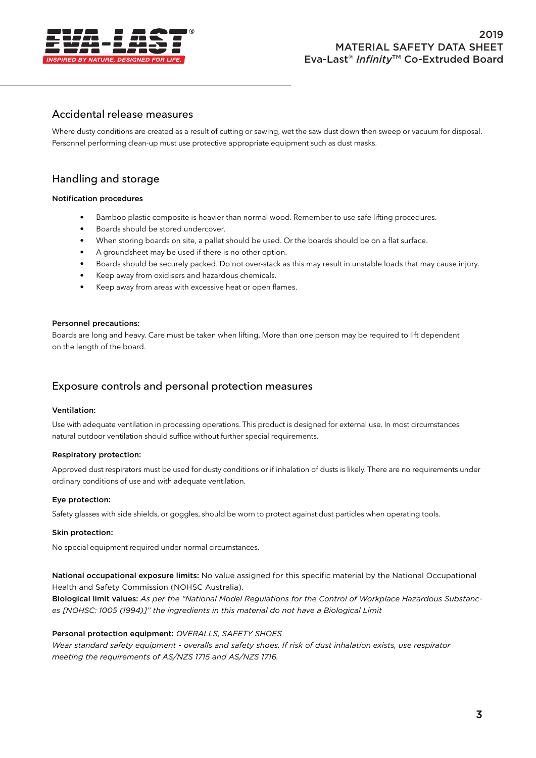## Accidental release measures

Where dusty conditions are created as a result of cutting or sawing, wet the saw dust down then sweep or vacuum for disposal. Personnel performing clean-up must use protective appropriate equipment such as dust masks.

## Handling and storage

**Notification procedures**

- Bamboo plastic composite is heavier than normal wood. Remember to use safe lifting procedures.
- Boards should be stored undercover.
- When storing boards on site, a pallet should be used. Or the boards should be on a flat surface.
- A groundsheet may be used if there is no other option.
- Boards should be securely packed. Do not over-stack as this may result in unstable loads that may cause injury.
- Keep away from oxidisers and hazardous chemicals.
- Keep away from areas with excessive heat or open flames.

**Personnel precautions:**

Boards are long and heavy. Care must be taken when lifting. More than one person may be required to lift dependent on the length of the board.

## Exposure controls and personal protection measures

**Ventilation:**

Use with adequate ventilation in processing operations. This product is designed for external use. In most circumstances natural outdoor ventilation should suffice without further special requirements.

**Respiratory protection:**

Approved dust respirators must be used for dusty conditions or if inhalation of dusts is likely. There are no requirements under ordinary conditions of use and with adequate ventilation.

**Eye protection:**

Safety glasses with side shields, or goggles, should be worn to protect against dust particles when operating tools.

**Skin protection:**

No special equipment required under normal circumstances.

**National occupational exposure limits:** No value assigned for this specific material by the National Occupational Health and Safety Commission (NOHSC Australia).

**Biological limit values:** *As per the "National Model Regulations for the Control of Workplace Hazardous Substances [NOHSC: 1005 (1994)]" the ingredients in this material do not have a Biological Limit*

**Personal protection equipment:** *OVERALLS, SAFETY SHOES*

*Wear standard safety equipment - overalls and safety shoes. If risk of dust inhalation exists, use respirator meeting the requirements of AS/NZS 1715 and AS/NZS 1716.*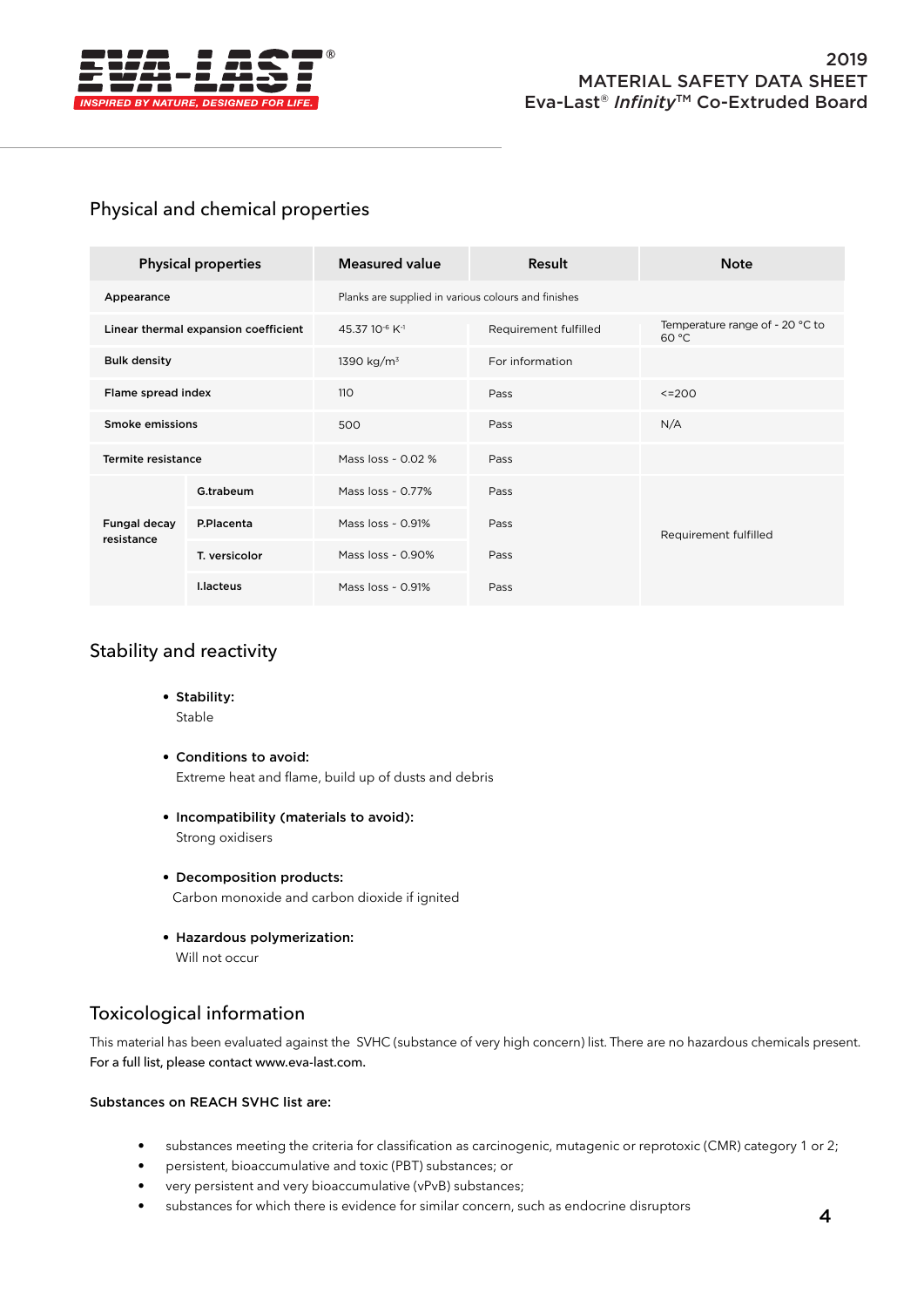## Physical and chemical properties

| Physical properties | | Measured value | Result | Note |
|---|---|---|---|---|
| Appearance | | Planks are supplied in various colours and finishes | | |
| Linear thermal expansion coefficient | | 45.37 $10^{-6}$ $K^{-1}$ | Requirement fulfiled | Temperature range of - 20 °C to 60 °C |
| Bulk density | | 1390 kg/$m^3$ | For information | |
| Flame spread index | | 110 | Pass | <=200 |
| Smoke emissions | | 500 | Pass | N/A |
| Termite resistance | | Mass loss - 0.02 % | Pass | |
| Fungal decay resistance | G.trabeum | Mass loss - 0.77% | Pass | Requirement fulfilled |
| | P.Placenta | Mass loss - 0.91% | Pass | |
| | T. versicolor | Mass loss - 0.90% | Pass | |
| | I.lacteus | Mass loss - 0.91% | Pass | |

## Stability and reactivity

- **Stability:**
  Stable
- **Conditions to avoid:**
  Extreme heat and flame, build up of dusts and debris
- **Incompatibility (materials to avoid):**
  Strong oxidisers
- **Decomposition products:**
  Carbon monoxide and carbon dioxide if ignited
- **Hazardous polymerization:**
  Will not occur

## Toxicological information

This material has been evaluated against the SVHC (substance of very high concern) list. There are no hazardous chemicals present. For a full list, please contact www.eva-last.com.

**Substances on REACH SVHC list are:**

- substances meeting the criteria for classification as carcinogenic, mutagenic or reprotoxic (CMR) category 1 or 2;
- persistent, bioaccumulative and toxic (PBT) substances; or
- very persistent and very bioaccumulative (vPvB) substances;
- substances for which there is evidence for similar concern, such as endocrine disruptors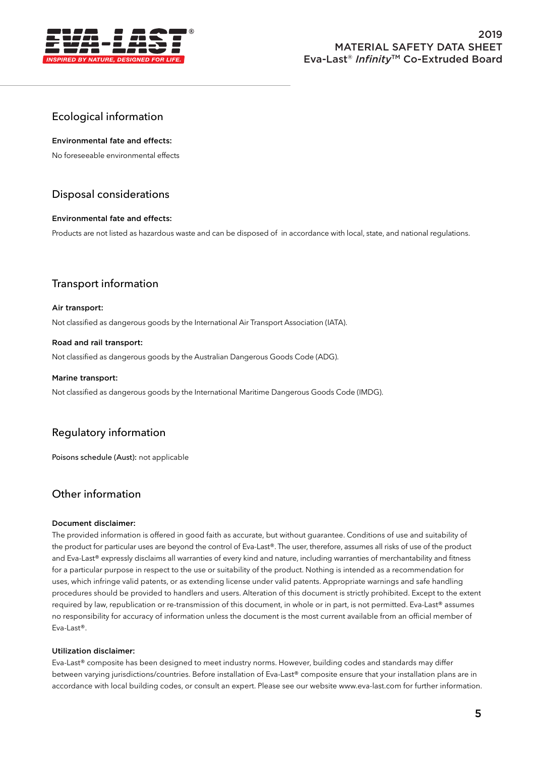## Ecological information

**Environmental fate and effects:**

No foreseeable environmental effects

## Disposal considerations

**Environmental fate and effects:**

Products are not listed as hazardous waste and can be disposed of in accordance with local, state, and national regulations.

## Transport information

**Air transport:**

Not classified as dangerous goods by the International Air Transport Association (IATA).

**Road and rail transport:**

Not classified as dangerous goods by the Australian Dangerous Goods Code (ADG).

**Marine transport:**

Not classified as dangerous goods by the International Maritime Dangerous Goods Code (IMDG).

## Regulatory information

Poisons schedule (Aust): not applicable

## Other information

**Document disclaimer:**

The provided information is offered in good faith as accurate, but without guarantee. Conditions of use and suitability of the product for particular uses are beyond the control of Eva-Last®. The user, therefore, assumes all risks of use of the product and Eva-Last® expressly disclaims all warranties of every kind and nature, including warranties of merchantability and fitness for a particular purpose in respect to the use or suitability of the product. Nothing is intended as a recommendation for uses, which infringe valid patents, or as extending license under valid patents. Appropriate warnings and safe handling procedures should be provided to handlers and users. Alteration of this document is strictly prohibited. Except to the extent required by law, republication or re-transmission of this document, in whole or in part, is not permitted. Eva-Last® assumes no responsibility for accuracy of information unless the document is the most current available from an official member of Eva-Last®.

**Utilization disclaimer:**

Eva-Last® composite has been designed to meet industry norms. However, building codes and standards may differ between varying jurisdictions/countries. Before installation of Eva-Last® composite ensure that your installation plans are in accordance with local building codes, or consult an expert. Please see our website www.eva-last.com for further information.